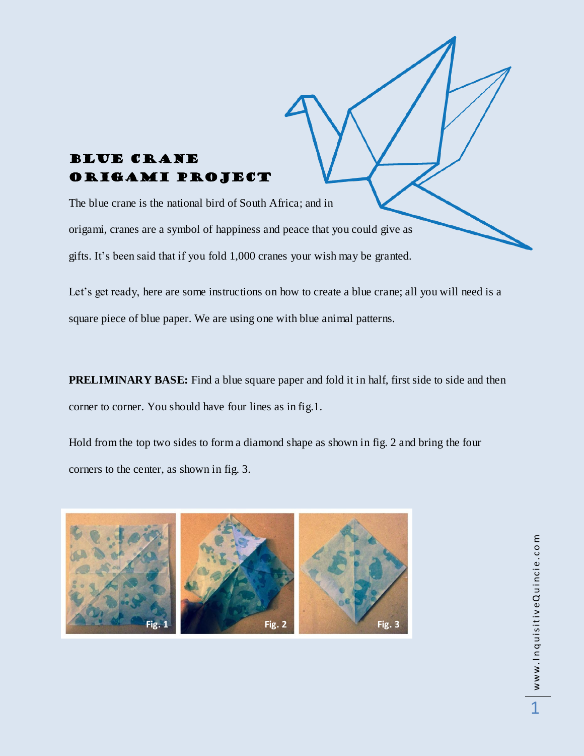# BLUE CRANE ORIGAMI PROJECT

The blue crane is the national bird of South Africa; and in origami, cranes are a symbol of happiness and peace that you could give as gifts. It's been said that if you fold 1,000 cranes your wish may be granted.

Let's get ready, here are some instructions on how to create a blue crane; all you will need is a square piece of blue paper. We are using one with blue animal patterns.

**PRELIMINARY BASE:** Find a blue square paper and fold it in half, first side to side and then corner to corner. You should have four lines as in fig.1.

Hold from the top two sides to form a diamond shape as shown in fig. 2 and bring the four corners to the center, as shown in fig. 3.

Fig. 1 Fig. 2 Fig. 3

www.InquisitiveQuincie.com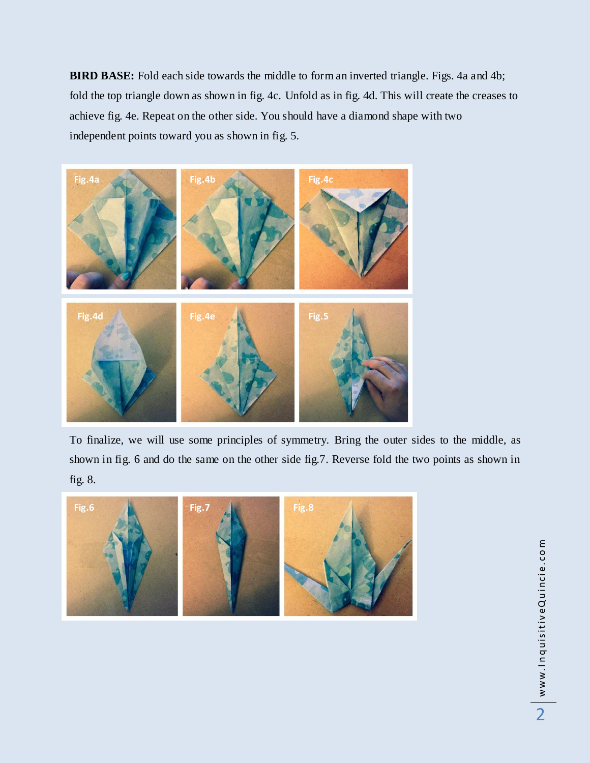**BIRD BASE:** Fold each side towards the middle to form an inverted triangle. Figs. 4a and 4b; fold the top triangle down as shown in fig. 4c. Unfold as in fig. 4d. This will create the creases to achieve fig. 4e. Repeat on the other side. You should have a diamond shape with two independent points toward you as shown in fig. 5.

Fig.4a

Fig.4b

Fig.4c

Fig.4d

Fig.4e

Fig.5

To finalize, we will use some principles of symmetry. Bring the outer sides to the middle, as shown in fig. 6 and do the same on the other side fig.7. Reverse fold the two points as shown in fig. 8.

Fig.6

Fig.7

Fig.8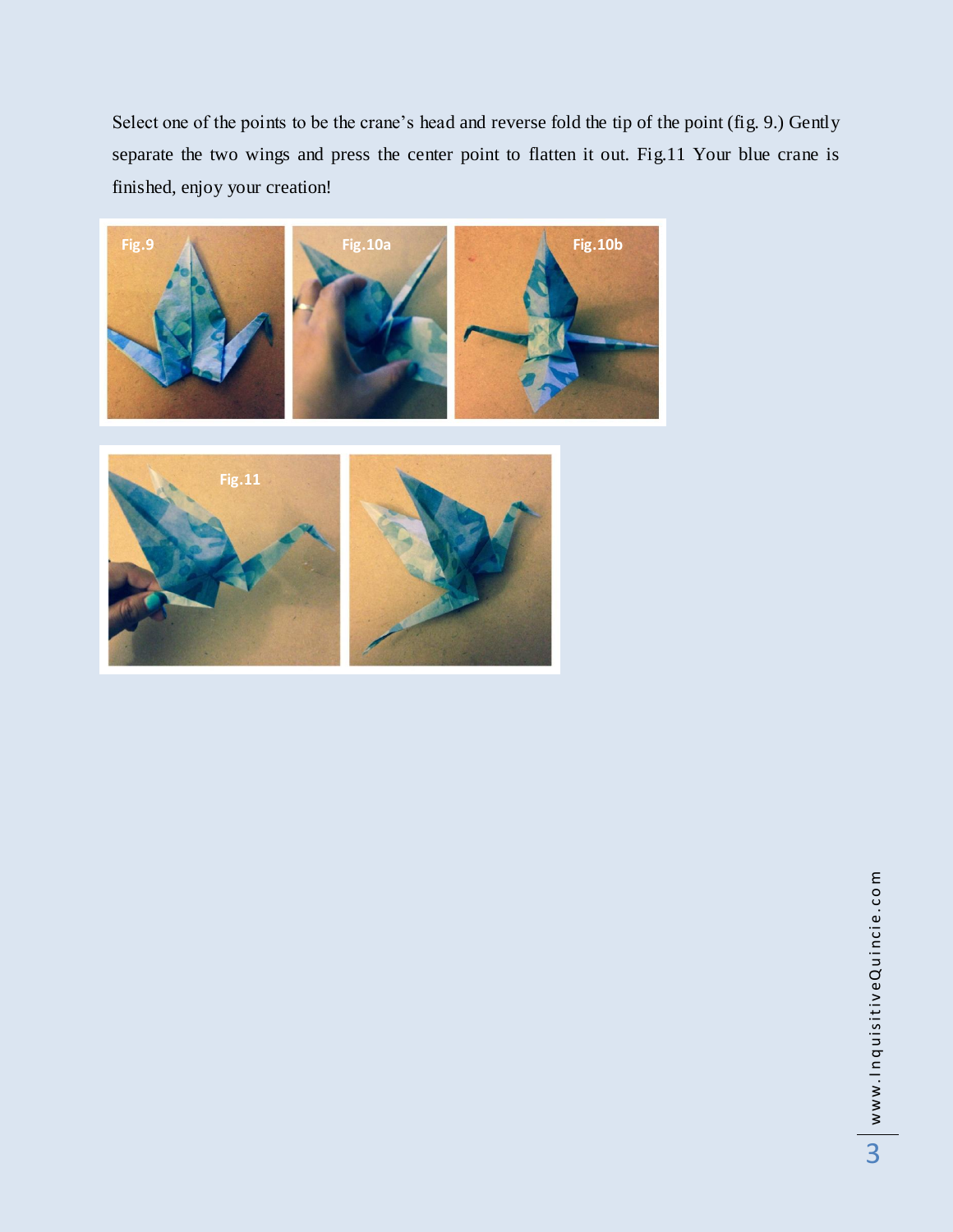Select one of the points to be the crane's head and reverse fold the tip of the point (fig. 9.) Gently separate the two wings and press the center point to flatten it out. Fig.11 Your blue crane is finished, enjoy your creation!